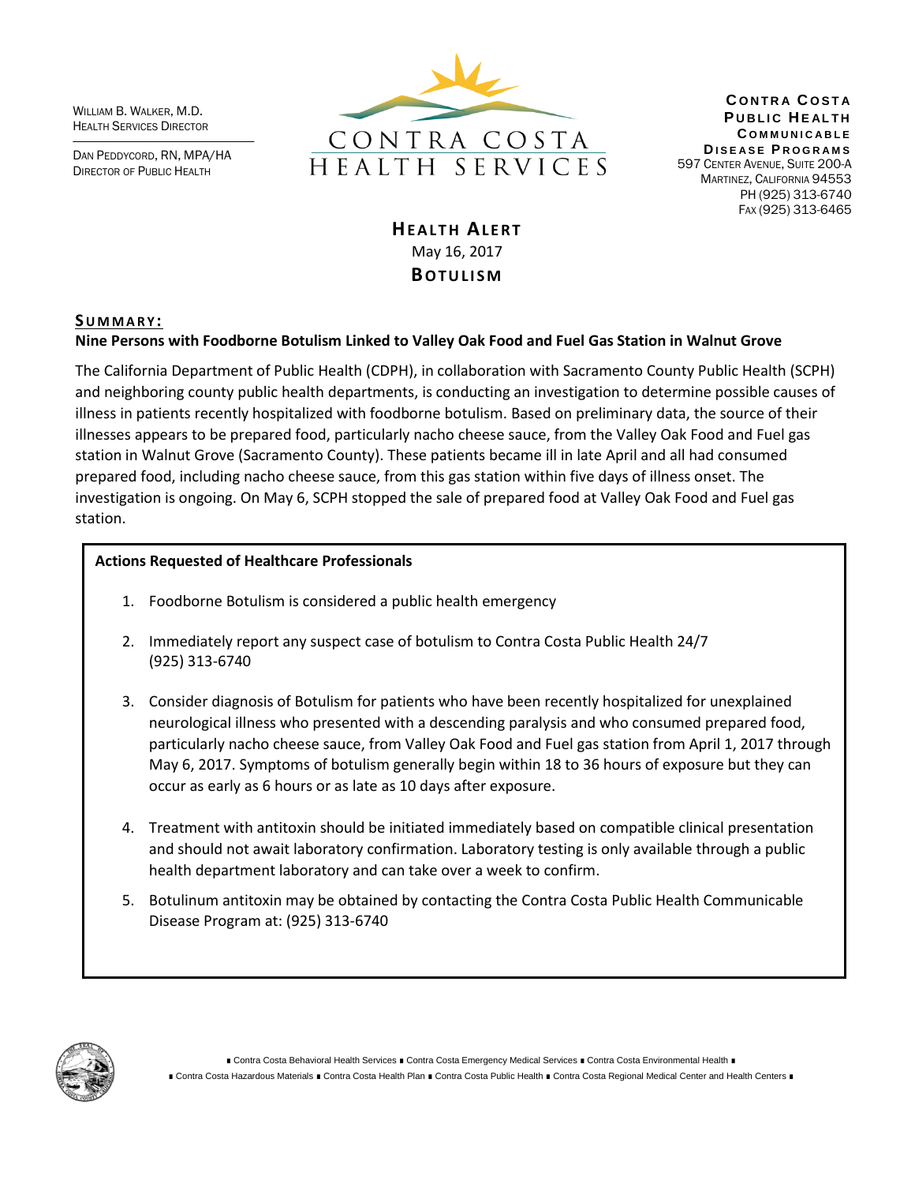William B. Walker, M.D.
Health Services Director

Dan Peddycord, RN, MPA/HA
Director of Public Health

CONTRA COSTA
HEALTH SERVICES

**Contra Costa Public Health Communicable Disease Programs**
597 Center Avenue, Suite 200-A
Martinez, California 94553
PH (925) 313-6740
Fax (925) 313-6465

# Health Alert

May 16, 2017

## Botulism

### Summary:

**Nine Persons with Foodborne Botulism Linked to Valley Oak Food and Fuel Gas Station in Walnut Grove**

The California Department of Public Health (CDPH), in collaboration with Sacramento County Public Health (SCPH) and neighboring county public health departments, is conducting an investigation to determine possible causes of illness in patients recently hospitalized with foodborne botulism. Based on preliminary data, the source of their illnesses appears to be prepared food, particularly nacho cheese sauce, from the Valley Oak Food and Fuel gas station in Walnut Grove (Sacramento County). These patients became ill in late April and all had consumed prepared food, including nacho cheese sauce, from this gas station within five days of illness onset. The investigation is ongoing. On May 6, SCPH stopped the sale of prepared food at Valley Oak Food and Fuel gas station.

**Actions Requested of Healthcare Professionals**

1. Foodborne Botulism is considered a public health emergency
2. Immediately report any suspect case of botulism to Contra Costa Public Health 24/7 (925) 313-6740
3. Consider diagnosis of Botulism for patients who have been recently hospitalized for unexplained neurological illness who presented with a descending paralysis and who consumed prepared food, particularly nacho cheese sauce, from Valley Oak Food and Fuel gas station from April 1, 2017 through May 6, 2017. Symptoms of botulism generally begin within 18 to 36 hours of exposure but they can occur as early as 6 hours or as late as 10 days after exposure.
4. Treatment with antitoxin should be initiated immediately based on compatible clinical presentation and should not await laboratory confirmation. Laboratory testing is only available through a public health department laboratory and can take over a week to confirm.
5. Botulinum antitoxin may be obtained by contacting the Contra Costa Public Health Communicable Disease Program at: (925) 313-6740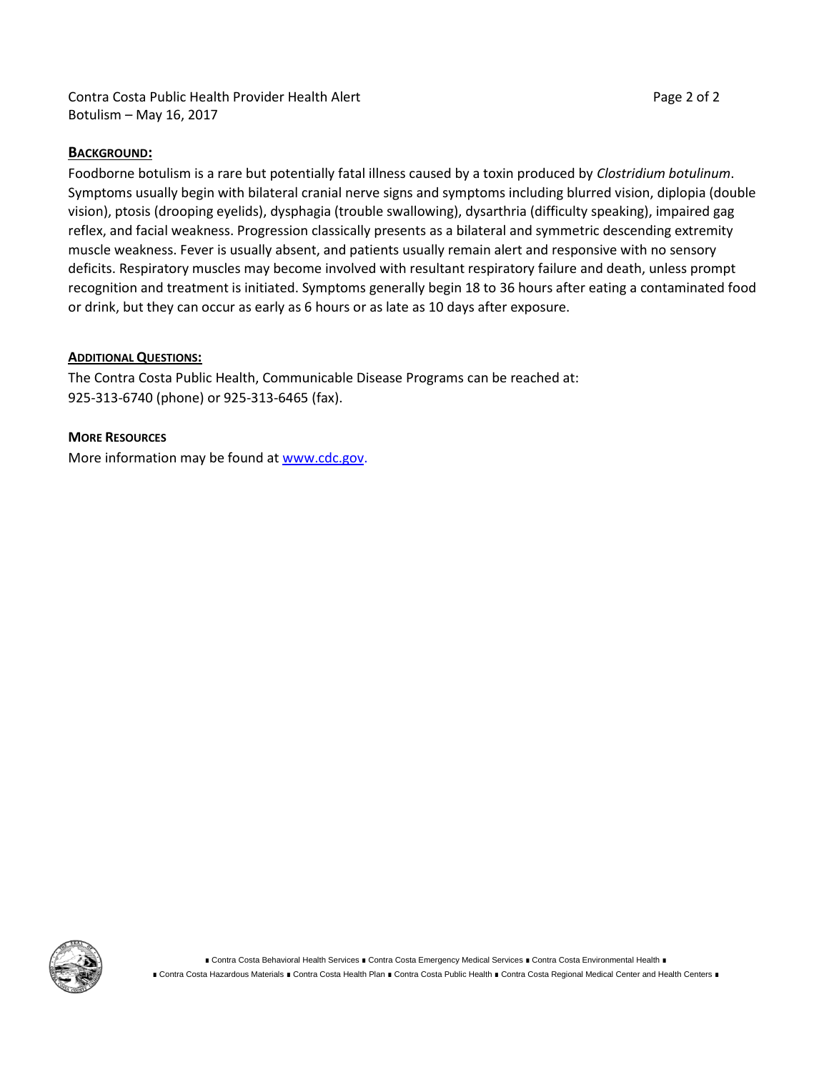## BACKGROUND:

Foodborne botulism is a rare but potentially fatal illness caused by a toxin produced by *Clostridium botulinum*. Symptoms usually begin with bilateral cranial nerve signs and symptoms including blurred vision, diplopia (double vision), ptosis (drooping eyelids), dysphagia (trouble swallowing), dysarthria (difficulty speaking), impaired gag reflex, and facial weakness. Progression classically presents as a bilateral and symmetric descending extremity muscle weakness. Fever is usually absent, and patients usually remain alert and responsive with no sensory deficits. Respiratory muscles may become involved with resultant respiratory failure and death, unless prompt recognition and treatment is initiated. Symptoms generally begin 18 to 36 hours after eating a contaminated food or drink, but they can occur as early as 6 hours or as late as 10 days after exposure.

## ADDITIONAL QUESTIONS:

The Contra Costa Public Health, Communicable Disease Programs can be reached at:
925-313-6740 (phone) or 925-313-6465 (fax).

## MORE RESOURCES

More information may be found at [www.cdc.gov](http://www.cdc.gov).

∎ Contra Costa Behavioral Health Services ∎ Contra Costa Emergency Medical Services ∎ Contra Costa Environmental Health ∎
∎ Contra Costa Hazardous Materials ∎ Contra Costa Health Plan ∎ Contra Costa Public Health ∎ Contra Costa Regional Medical Center and Health Centers ∎